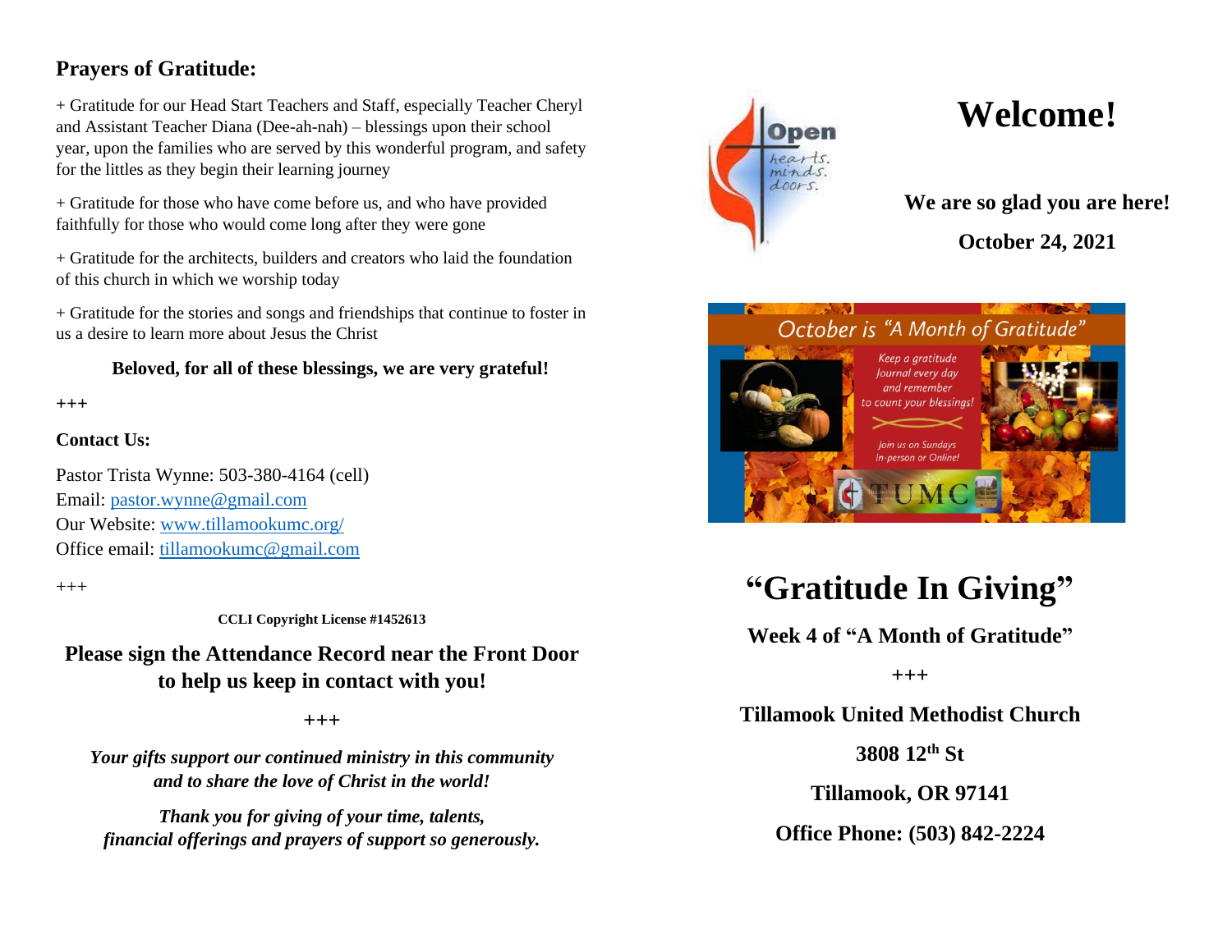## Prayers of Gratitude:

+ Gratitude for our Head Start Teachers and Staff, especially Teacher Cheryl and Assistant Teacher Diana (Dee-ah-nah) – blessings upon their school year, upon the families who are served by this wonderful program, and safety for the littles as they begin their learning journey

+ Gratitude for those who have come before us, and who have provided faithfully for those who would come long after they were gone

+ Gratitude for the architects, builders and creators who laid the foundation of this church in which we worship today

+ Gratitude for the stories and songs and friendships that continue to foster in us a desire to learn more about Jesus the Christ

**Beloved, for all of these blessings, we are very grateful!**

+++

**Contact Us:**

Pastor Trista Wynne: 503-380-4164 (cell)
Email: pastor.wynne@gmail.com
Our Website: www.tillamookumc.org/
Office email: tillamookumc@gmail.com

+++

**CCLI Copyright License #1452613**

**Please sign the Attendance Record near the Front Door to help us keep in contact with you!**

+++

***Your gifts support our continued ministry in this community and to share the love of Christ in the world!***

***Thank you for giving of your time, talents, financial offerings and prayers of support so generously.***

# Welcome!

**We are so glad you are here!**

**October 24, 2021**

October is "A Month of Gratitude"

Keep a gratitude Journal every day and remember to count your blessings!

Join us on Sundays In-person or Online!

# "Gratitude In Giving"

**Week 4 of "A Month of Gratitude"**

+++

**Tillamook United Methodist Church**

**3808 12th St**

**Tillamook, OR 97141**

**Office Phone: (503) 842-2224**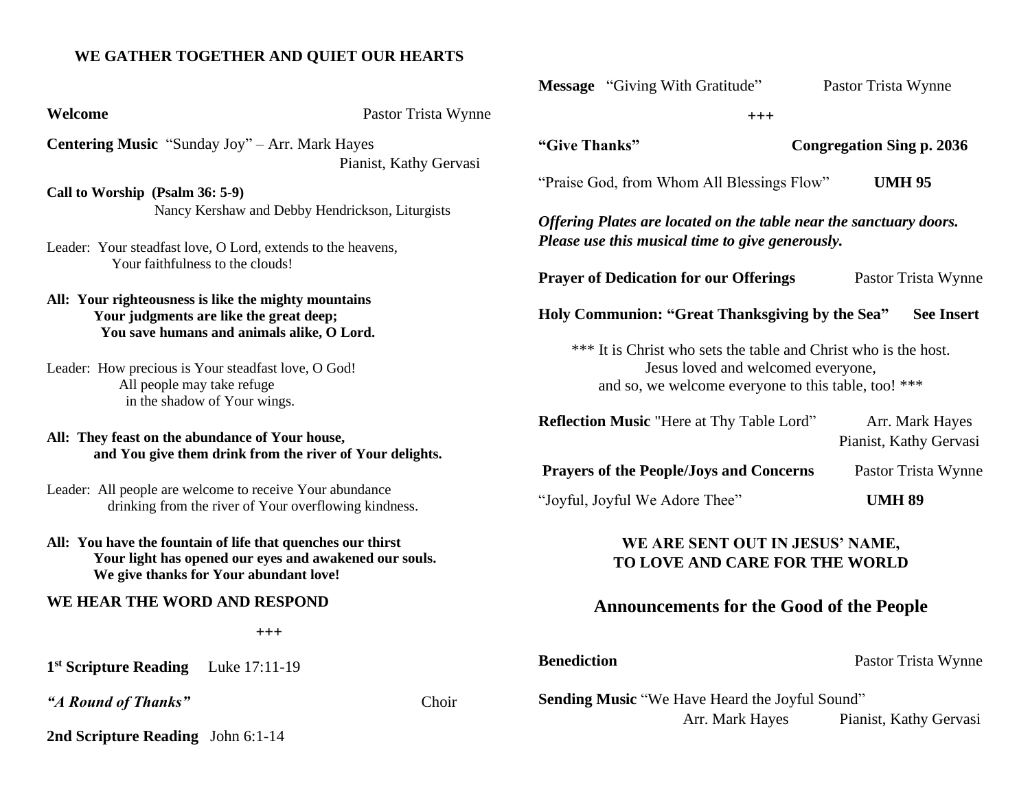## WE GATHER TOGETHER AND QUIET OUR HEARTS

**Welcome** Pastor Trista Wynne

**Centering Music** "Sunday Joy" – Arr. Mark Hayes
Pianist, Kathy Gervasi

**Call to Worship (Psalm 36: 5-9)**
Nancy Kershaw and Debby Hendrickson, Liturgists

Leader: Your steadfast love, O Lord, extends to the heavens,
Your faithfulness to the clouds!

**All: Your righteousness is like the mighty mountains**
**Your judgments are like the great deep;**
**You save humans and animals alike, O Lord.**

Leader: How precious is Your steadfast love, O God!
All people may take refuge
in the shadow of Your wings.

**All: They feast on the abundance of Your house,**
**and You give them drink from the river of Your delights.**

Leader: All people are welcome to receive Your abundance
drinking from the river of Your overflowing kindness.

**All: You have the fountain of life that quenches our thirst**
**Your light has opened our eyes and awakened our souls.**
**We give thanks for Your abundant love!**

## WE HEAR THE WORD AND RESPOND

+++

**1st Scripture Reading** Luke 17:11-19

***"A Round of Thanks"*** Choir

**2nd Scripture Reading** John 6:1-14

**Message** "Giving With Gratitude" Pastor Trista Wynne

+++

**"Give Thanks"** **Congregation Sing p. 2036**

"Praise God, from Whom All Blessings Flow" **UMH 95**

***Offering Plates are located on the table near the sanctuary doors.***
***Please use this musical time to give generously.***

**Prayer of Dedication for our Offerings** Pastor Trista Wynne

**Holy Communion: "Great Thanksgiving by the Sea"** **See Insert**

*** It is Christ who sets the table and Christ who is the host.
Jesus loved and welcomed everyone,
and so, we welcome everyone to this table, too! ***

**Reflection Music** "Here at Thy Table Lord" Arr. Mark Hayes
Pianist, Kathy Gervasi

**Prayers of the People/Joys and Concerns** Pastor Trista Wynne

"Joyful, Joyful We Adore Thee" **UMH 89**

## WE ARE SENT OUT IN JESUS' NAME, TO LOVE AND CARE FOR THE WORLD

## Announcements for the Good of the People

**Benediction** Pastor Trista Wynne

**Sending Music** "We Have Heard the Joyful Sound"
Arr. Mark Hayes Pianist, Kathy Gervasi